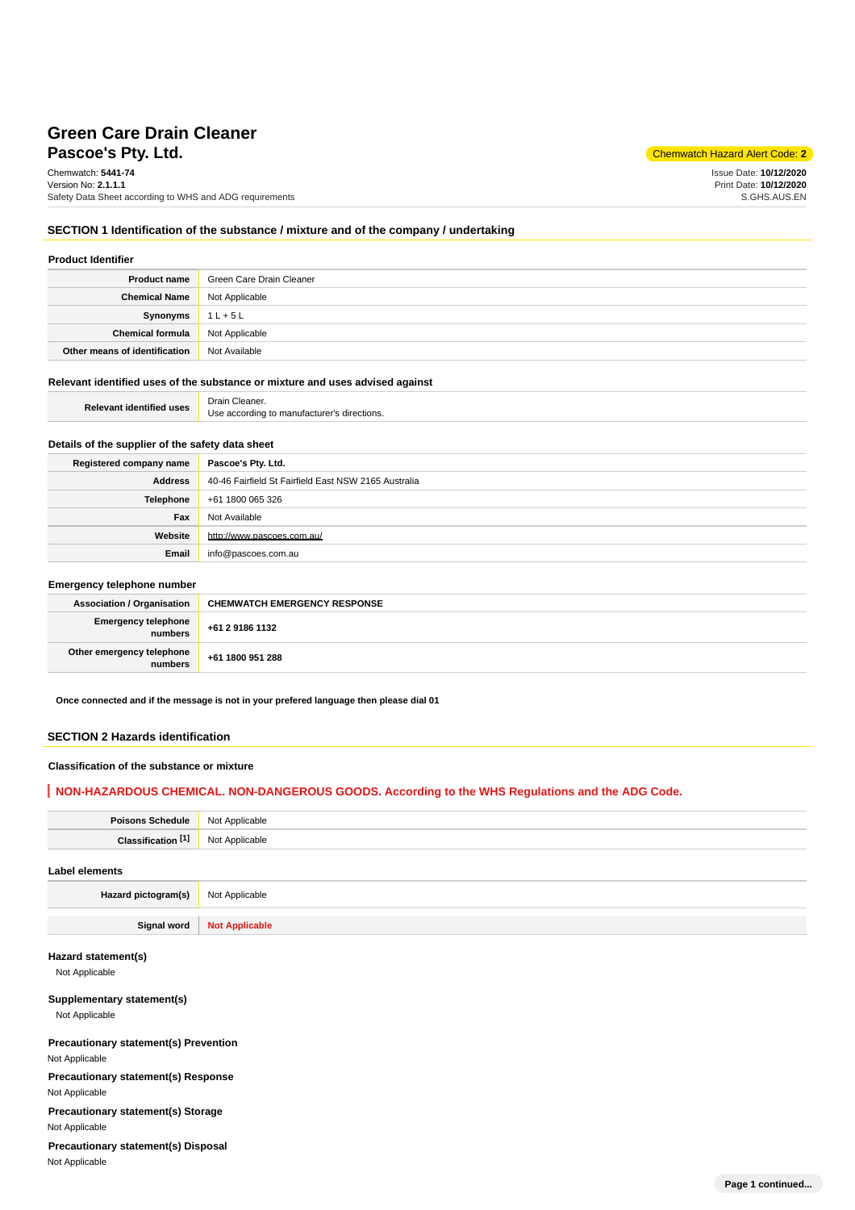# Green Care Drain Cleaner

## Pascoe's Pty. Ltd.

Chemwatch Hazard Alert Code: **2**

Chemwatch: **5441-74**
Version No: **2.1.1.1**
Safety Data Sheet according to WHS and ADG requirements

Issue Date: **10/12/2020**
Print Date: **10/12/2020**
S.GHS.AUS.EN

## SECTION 1 Identification of the substance / mixture and of the company / undertaking

### Product Identifier

| | |
|---|---|
| **Product name** | Green Care Drain Cleaner |
| **Chemical Name** | Not Applicable |
| **Synonyms** | 1 L + 5 L |
| **Chemical formula** | Not Applicable |
| **Other means of identification** | Not Available |

### Relevant identified uses of the substance or mixture and uses advised against

| | |
|---|---|
| **Relevant identified uses** | Drain Cleaner.<br>Use according to manufacturer's directions. |

### Details of the supplier of the safety data sheet

| | |
|---|---|
| **Registered company name** | **Pascoe's Pty. Ltd.** |
| **Address** | 40-46 Fairfield St Fairfield East NSW 2165 Australia |
| **Telephone** | +61 1800 065 326 |
| **Fax** | Not Available |
| **Website** | http://www.pascoes.com.au/ |
| **Email** | info@pascoes.com.au |

### Emergency telephone number

| | |
|---|---|
| **Association / Organisation** | **CHEMWATCH EMERGENCY RESPONSE** |
| **Emergency telephone numbers** | **+61 2 9186 1132** |
| **Other emergency telephone numbers** | **+61 1800 951 288** |

**Once connected and if the message is not in your prefered language then please dial 01**

## SECTION 2 Hazards identification

### Classification of the substance or mixture

**NON-HAZARDOUS CHEMICAL. NON-DANGEROUS GOODS. According to the WHS Regulations and the ADG Code.**

| | |
|---|---|
| **Poisons Schedule** | Not Applicable |
| **Classification [1]** | Not Applicable |

### Label elements

| | |
|---|---|
| **Hazard pictogram(s)** | Not Applicable |
| **Signal word** | **Not Applicable** |

### Hazard statement(s)

Not Applicable

### Supplementary statement(s)

Not Applicable

### Precautionary statement(s) Prevention

Not Applicable

### Precautionary statement(s) Response

Not Applicable

### Precautionary statement(s) Storage

Not Applicable

### Precautionary statement(s) Disposal

Not Applicable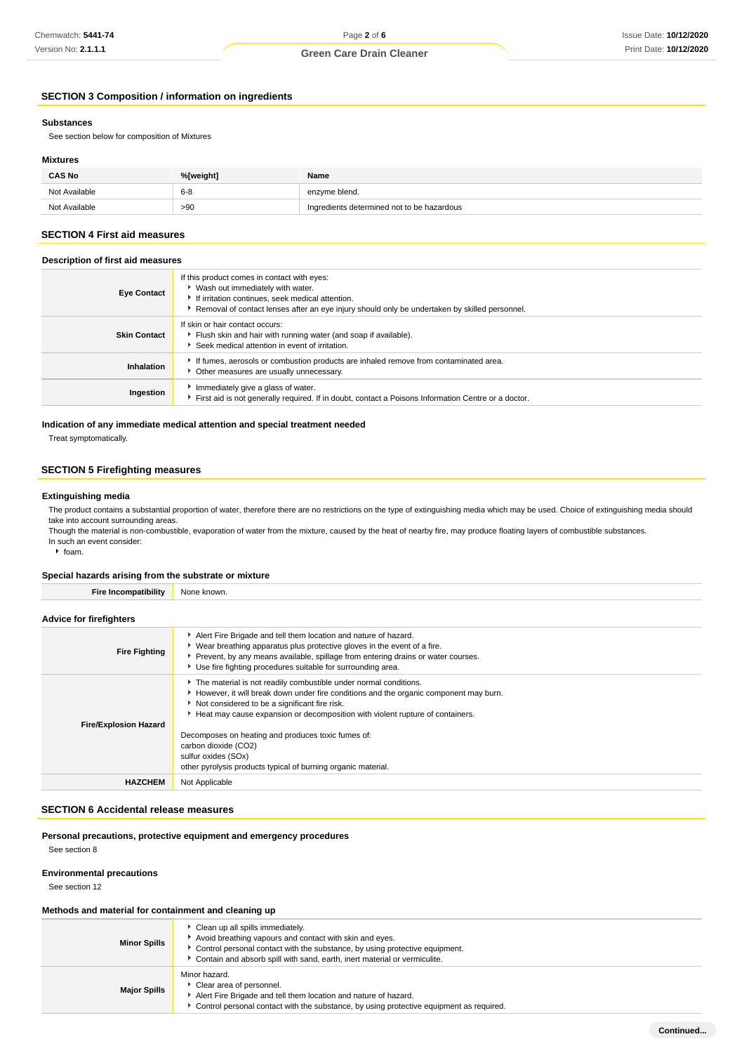## SECTION 3 Composition / information on ingredients

### Substances

See section below for composition of Mixtures

### Mixtures

| CAS No | %[weight] | Name |
|---|---|---|
| Not Available | 6-8 | enzyme blend. |
| Not Available | >90 | Ingredients determined not to be hazardous |

## SECTION 4 First aid measures

### Description of first aid measures

| | |
|---|---|
| **Eye Contact** | If this product comes in contact with eyes:<br>▸ Wash out immediately with water.<br>▸ If irritation continues, seek medical attention.<br>▸ Removal of contact lenses after an eye injury should only be undertaken by skilled personnel. |
| **Skin Contact** | If skin or hair contact occurs:<br>▸ Flush skin and hair with running water (and soap if available).<br>▸ Seek medical attention in event of irritation. |
| **Inhalation** | ▸ If fumes, aerosols or combustion products are inhaled remove from contaminated area.<br>▸ Other measures are usually unnecessary. |
| **Ingestion** | ▸ Immediately give a glass of water.<br>▸ First aid is not generally required. If in doubt, contact a Poisons Information Centre or a doctor. |

### Indication of any immediate medical attention and special treatment needed

Treat symptomatically.

## SECTION 5 Firefighting measures

### Extinguishing media

The product contains a substantial proportion of water, therefore there are no restrictions on the type of extinguishing media which may be used. Choice of extinguishing media should take into account surrounding areas.
Though the material is non-combustible, evaporation of water from the mixture, caused by the heat of nearby fire, may produce floating layers of combustible substances.
In such an event consider:

- foam.

### Special hazards arising from the substrate or mixture

| | |
|---|---|
| **Fire Incompatibility** | None known. |

### Advice for firefighters

| | |
|---|---|
| **Fire Fighting** | ▸ Alert Fire Brigade and tell them location and nature of hazard.<br>▸ Wear breathing apparatus plus protective gloves in the event of a fire.<br>▸ Prevent, by any means available, spillage from entering drains or water courses.<br>▸ Use fire fighting procedures suitable for surrounding area. |
| **Fire/Explosion Hazard** | ▸ The material is not readily combustible under normal conditions.<br>▸ However, it will break down under fire conditions and the organic component may burn.<br>▸ Not considered to be a significant fire risk.<br>▸ Heat may cause expansion or decomposition with violent rupture of containers.<br><br>Decomposes on heating and produces toxic fumes of:<br>carbon dioxide ($CO_2$)<br>sulfur oxides ($SO_x$)<br>other pyrolysis products typical of burning organic material. |
| **HAZCHEM** | Not Applicable |

## SECTION 6 Accidental release measures

### Personal precautions, protective equipment and emergency procedures

See section 8

### Environmental precautions

See section 12

### Methods and material for containment and cleaning up

| | |
|---|---|
| **Minor Spills** | ▸ Clean up all spills immediately.<br>▸ Avoid breathing vapours and contact with skin and eyes.<br>▸ Control personal contact with the substance, by using protective equipment.<br>▸ Contain and absorb spill with sand, earth, inert material or vermiculite. |
| **Major Spills** | Minor hazard.<br>▸ Clear area of personnel.<br>▸ Alert Fire Brigade and tell them location and nature of hazard.<br>▸ Control personal contact with the substance, by using protective equipment as required. |

Continued...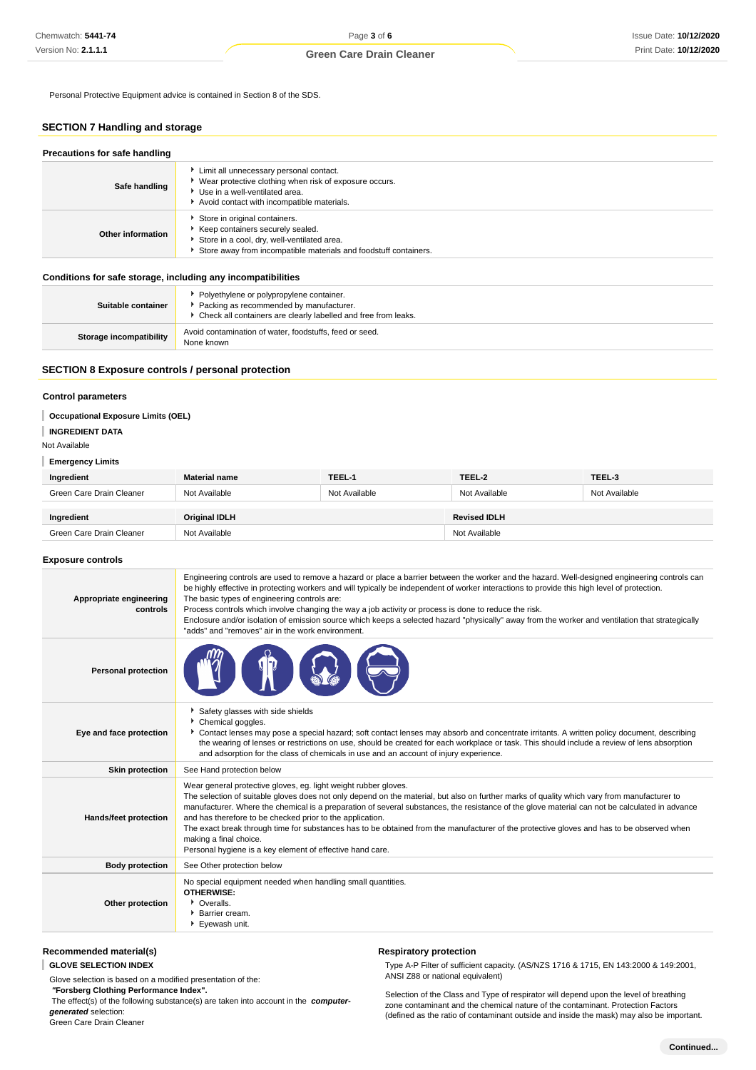Personal Protective Equipment advice is contained in Section 8 of the SDS.

## SECTION 7 Handling and storage

### Precautions for safe handling

| | |
|---|---|
| **Safe handling** | Limit all unnecessary personal contact.<br>Wear protective clothing when risk of exposure occurs.<br>Use in a well-ventilated area.<br>Avoid contact with incompatible materials. |
| **Other information** | Store in original containers.<br>Keep containers securely sealed.<br>Store in a cool, dry, well-ventilated area.<br>Store away from incompatible materials and foodstuff containers. |

### Conditions for safe storage, including any incompatibilities

| | |
|---|---|
| **Suitable container** | Polyethylene or polypropylene container.<br>Packing as recommended by manufacturer.<br>Check all containers are clearly labelled and free from leaks. |
| **Storage incompatibility** | Avoid contamination of water, foodstuffs, feed or seed.<br>None known |

## SECTION 8 Exposure controls / personal protection

### Control parameters

**Occupational Exposure Limits (OEL)**

**INGREDIENT DATA**

Not Available

**Emergency Limits**

| Ingredient | Material name | TEEL-1 | TEEL-2 | TEEL-3 |
|---|---|---|---|---|
| Green Care Drain Cleaner | Not Available | Not Available | Not Available | Not Available |

| Ingredient | Original IDLH | Revised IDLH |
|---|---|---|
| Green Care Drain Cleaner | Not Available | Not Available |

### Exposure controls

| | |
|---|---|
| **Appropriate engineering controls** | Engineering controls are used to remove a hazard or place a barrier between the worker and the hazard. Well-designed engineering controls can be highly effective in protecting workers and will typically be independent of worker interactions to provide this high level of protection.<br>The basic types of engineering controls are:<br>Process controls which involve changing the way a job activity or process is done to reduce the risk.<br>Enclosure and/or isolation of emission source which keeps a selected hazard "physically" away from the worker and ventilation that strategically "adds" and "removes" air in the work environment. |
| **Personal protection** | |
| **Eye and face protection** | Safety glasses with side shields<br>Chemical goggles.<br>Contact lenses may pose a special hazard; soft contact lenses may absorb and concentrate irritants. A written policy document, describing the wearing of lenses or restrictions on use, should be created for each workplace or task. This should include a review of lens absorption and adsorption for the class of chemicals in use and an account of injury experience. |
| **Skin protection** | See Hand protection below |
| **Hands/feet protection** | Wear general protective gloves, eg. light weight rubber gloves.<br>The selection of suitable gloves does not only depend on the material, but also on further marks of quality which vary from manufacturer to manufacturer. Where the chemical is a preparation of several substances, the resistance of the glove material can not be calculated in advance and has therefore to be checked prior to the application.<br>The exact break through time for substances has to be obtained from the manufacturer of the protective gloves and has to be observed when making a final choice.<br>Personal hygiene is a key element of effective hand care. |
| **Body protection** | See Other protection below |
| **Other protection** | No special equipment needed when handling small quantities.<br>**OTHERWISE:**<br>Overalls.<br>Barrier cream.<br>Eyewash unit. |

### Recommended material(s)

**GLOVE SELECTION INDEX**

Glove selection is based on a modified presentation of the:
**"Forsberg Clothing Performance Index".**
The effect(s) of the following substance(s) are taken into account in the ***computer-generated*** selection:
Green Care Drain Cleaner

### Respiratory protection

Type A-P Filter of sufficient capacity. (AS/NZS 1716 & 1715, EN 143:2000 & 149:2001, ANSI Z88 or national equivalent)

Selection of the Class and Type of respirator will depend upon the level of breathing zone contaminant and the chemical nature of the contaminant. Protection Factors (defined as the ratio of contaminant outside and inside the mask) may also be important.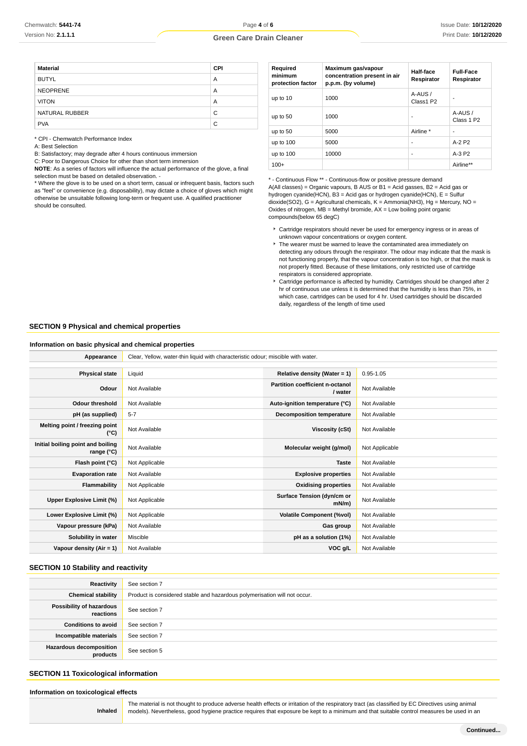| Material | CPI |
| --- | --- |
| BUTYL | A |
| NEOPRENE | A |
| VITON | A |
| NATURAL RUBBER | C |
| PVA | C |

* CPI - Chemwatch Performance Index

A: Best Selection

B: Satisfactory; may degrade after 4 hours continuous immersion

C: Poor to Dangerous Choice for other than short term immersion

**NOTE**: As a series of factors will influence the actual performance of the glove, a final selection must be based on detailed observation. -

* Where the glove is to be used on a short term, casual or infrequent basis, factors such as "feel" or convenience (e.g. disposability), may dictate a choice of gloves which might otherwise be unsuitable following long-term or frequent use. A qualified practitioner should be consulted.

| Required minimum protection factor | Maximum gas/vapour concentration present in air p.p.m. (by volume) | Half-face Respirator | Full-Face Respirator |
| --- | --- | --- | --- |
| up to 10 | 1000 | A-AUS / Class1 P2 | - |
| up to 50 | 1000 | - | A-AUS / Class 1 P2 |
| up to 50 | 5000 | Airline * | - |
| up to 100 | 5000 | - | A-2 P2 |
| up to 100 | 10000 | - | A-3 P2 |
| 100+ | | | Airline** |

* - Continuous Flow ** - Continuous-flow or positive pressure demand

A(All classes) = Organic vapours, B AUS or B1 = Acid gasses, B2 = Acid gas or hydrogen cyanide(HCN), B3 = Acid gas or hydrogen cyanide(HCN), E = Sulfur dioxide(SO2), G = Agricultural chemicals, K = Ammonia(NH3), Hg = Mercury, NO = Oxides of nitrogen, MB = Methyl bromide, AX = Low boiling point organic compounds(below 65 degC)

- Cartridge respirators should never be used for emergency ingress or in areas of unknown vapour concentrations or oxygen content.
- The wearer must be warned to leave the contaminated area immediately on detecting any odours through the respirator. The odour may indicate that the mask is not functioning properly, that the vapour concentration is too high, or that the mask is not properly fitted. Because of these limitations, only restricted use of cartridge respirators is considered appropriate.
- Cartridge performance is affected by humidity. Cartridges should be changed after 2 hr of continuous use unless it is determined that the humidity is less than 75%, in which case, cartridges can be used for 4 hr. Used cartridges should be discarded daily, regardless of the length of time used

## SECTION 9 Physical and chemical properties

### Information on basic physical and chemical properties

| Appearance | Clear, Yellow, water-thin liquid with characteristic odour; miscible with water. | | |
| --- | --- | --- | --- |
| Physical state | Liquid | Relative density (Water = 1) | 0.95-1.05 |
| Odour | Not Available | Partition coefficient n-octanol / water | Not Available |
| Odour threshold | Not Available | Auto-ignition temperature (°C) | Not Available |
| pH (as supplied) | 5-7 | Decomposition temperature | Not Available |
| Melting point / freezing point (°C) | Not Available | Viscosity (cSt) | Not Available |
| Initial boiling point and boiling range (°C) | Not Available | Molecular weight (g/mol) | Not Applicable |
| Flash point (°C) | Not Applicable | Taste | Not Available |
| Evaporation rate | Not Available | Explosive properties | Not Available |
| Flammability | Not Applicable | Oxidising properties | Not Available |
| Upper Explosive Limit (%) | Not Applicable | Surface Tension (dyn/cm or mN/m) | Not Available |
| Lower Explosive Limit (%) | Not Applicable | Volatile Component (%vol) | Not Available |
| Vapour pressure (kPa) | Not Available | Gas group | Not Available |
| Solubility in water | Miscible | pH as a solution (1%) | Not Available |
| Vapour density (Air = 1) | Not Available | VOC g/L | Not Available |

## SECTION 10 Stability and reactivity

| Reactivity | See section 7 |
| --- | --- |
| Chemical stability | Product is considered stable and hazardous polymerisation will not occur. |
| Possibility of hazardous reactions | See section 7 |
| Conditions to avoid | See section 7 |
| Incompatible materials | See section 7 |
| Hazardous decomposition products | See section 5 |

## SECTION 11 Toxicological information

### Information on toxicological effects

| Inhaled | The material is not thought to produce adverse health effects or irritation of the respiratory tract (as classified by EC Directives using animal models). Nevertheless, good hygiene practice requires that exposure be kept to a minimum and that suitable control measures be used in an |
| --- | --- |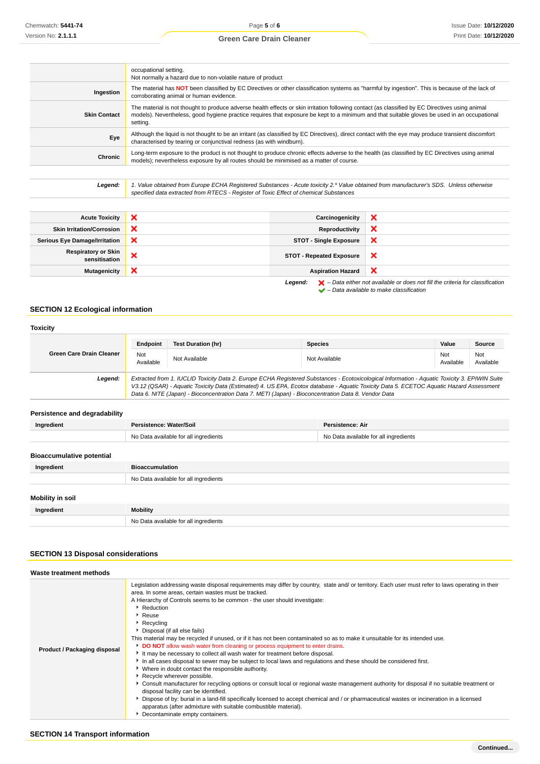| | |
|---|---|
| | occupational setting.<br>Not normally a hazard due to non-volatile nature of product |
| **Ingestion** | The material has **NOT** been classified by EC Directives or other classification systems as "harmful by ingestion". This is because of the lack of corroborating animal or human evidence. |
| **Skin Contact** | The material is not thought to produce adverse health effects or skin irritation following contact (as classified by EC Directives using animal models). Nevertheless, good hygiene practice requires that exposure be kept to a minimum and that suitable gloves be used in an occupational setting. |
| **Eye** | Although the liquid is not thought to be an irritant (as classified by EC Directives), direct contact with the eye may produce transient discomfort characterised by tearing or conjunctival redness (as with windburn). |
| **Chronic** | Long-term exposure to the product is not thought to produce chronic effects adverse to the health (as classified by EC Directives using animal models); nevertheless exposure by all routes should be minimised as a matter of course. |

| | |
|---|---|
| ***Legend:*** | *1. Value obtained from Europe ECHA Registered Substances - Acute toxicity 2.* Value obtained from manufacturer's SDS. Unless otherwise specified data extracted from RTECS - Register of Toxic Effect of chemical Substances* |

| | | | |
|---|---|---|---|
| **Acute Toxicity** | ❌ | **Carcinogenicity** | ❌ |
| **Skin Irritation/Corrosion** | ❌ | **Reproductivity** | ❌ |
| **Serious Eye Damage/Irritation** | ❌ | **STOT - Single Exposure** | ❌ |
| **Respiratory or Skin sensitisation** | ❌ | **STOT - Repeated Exposure** | ❌ |
| **Mutagenicity** | ❌ | **Aspiration Hazard** | ❌ |

***Legend:*** ❌ *– Data either not available or does not fill the criteria for classification*
✔ *– Data available to make classification*

## SECTION 12 Ecological information

### Toxicity

| | Endpoint | Test Duration (hr) | Species | Value | Source |
|---|---|---|---|---|---|
| **Green Care Drain Cleaner** | Not Available | Not Available | Not Available | Not Available | Not Available |
| ***Legend:*** | *Extracted from 1. IUCLID Toxicity Data 2. Europe ECHA Registered Substances - Ecotoxicological Information - Aquatic Toxicity 3. EPIWIN Suite V3.12 (QSAR) - Aquatic Toxicity Data (Estimated) 4. US EPA, Ecotox database - Aquatic Toxicity Data 5. ECETOC Aquatic Hazard Assessment Data 6. NITE (Japan) - Bioconcentration Data 7. METI (Japan) - Bioconcentration Data 8. Vendor Data* | | | | |

### Persistence and degradability

| Ingredient | Persistence: Water/Soil | Persistence: Air |
|---|---|---|
| | No Data available for all ingredients | No Data available for all ingredients |

### Bioaccumulative potential

| Ingredient | Bioaccumulation |
|---|---|
| | No Data available for all ingredients |

### Mobility in soil

| Ingredient | Mobility |
|---|---|
| | No Data available for all ingredients |

## SECTION 13 Disposal considerations

### Waste treatment methods

| | |
|---|---|
| **Product / Packaging disposal** | Legislation addressing waste disposal requirements may differ by country, state and/ or territory. Each user must refer to laws operating in their area. In some areas, certain wastes must be tracked.<br>A Hierarchy of Controls seems to be common - the user should investigate:<br>‣ Reduction<br>‣ Reuse<br>‣ Recycling<br>‣ Disposal (if all else fails)<br>This material may be recycled if unused, or if it has not been contaminated so as to make it unsuitable for its intended use.<br>‣ **DO NOT** allow wash water from cleaning or process equipment to enter drains.<br>‣ It may be necessary to collect all wash water for treatment before disposal.<br>‣ In all cases disposal to sewer may be subject to local laws and regulations and these should be considered first.<br>‣ Where in doubt contact the responsible authority.<br>‣ Recycle wherever possible.<br>‣ Consult manufacturer for recycling options or consult local or regional waste management authority for disposal if no suitable treatment or disposal facility can be identified.<br>‣ Dispose of by: burial in a land-fill specifically licensed to accept chemical and / or pharmaceutical wastes or incineration in a licensed apparatus (after admixture with suitable combustible material).<br>‣ Decontaminate empty containers. |

## SECTION 14 Transport information

**Continued...**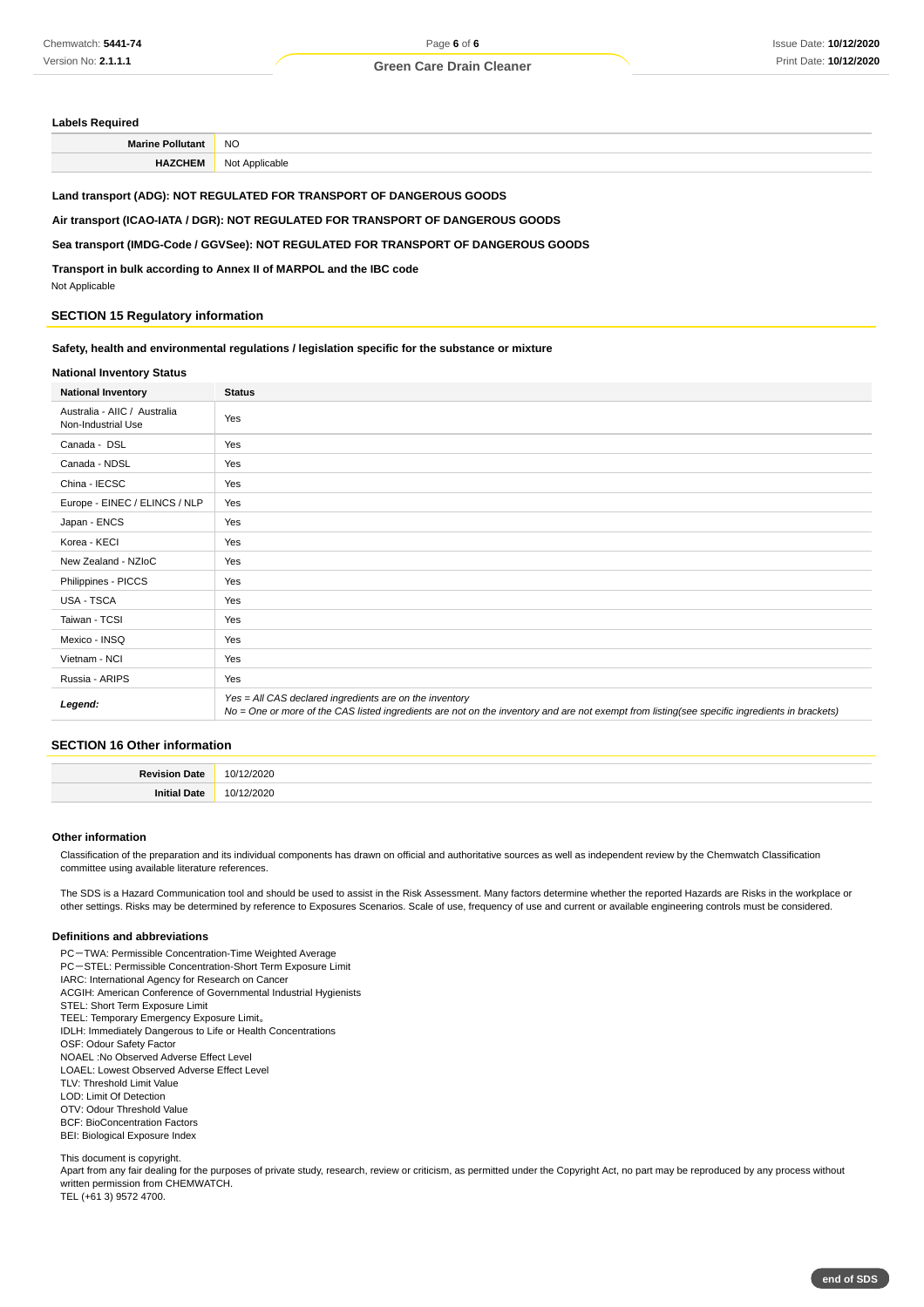### Labels Required

| | |
|---|---|
| **Marine Pollutant** | NO |
| **HAZCHEM** | Not Applicable |

**Land transport (ADG): NOT REGULATED FOR TRANSPORT OF DANGEROUS GOODS**

**Air transport (ICAO-IATA / DGR): NOT REGULATED FOR TRANSPORT OF DANGEROUS GOODS**

**Sea transport (IMDG-Code / GGVSee): NOT REGULATED FOR TRANSPORT OF DANGEROUS GOODS**

**Transport in bulk according to Annex II of MARPOL and the IBC code**

Not Applicable

## SECTION 15 Regulatory information

**Safety, health and environmental regulations / legislation specific for the substance or mixture**

### National Inventory Status

| National Inventory | Status |
|---|---|
| Australia - AIIC / Australia Non-Industrial Use | Yes |
| Canada - DSL | Yes |
| Canada - NDSL | Yes |
| China - IECSC | Yes |
| Europe - EINEC / ELINCS / NLP | Yes |
| Japan - ENCS | Yes |
| Korea - KECI | Yes |
| New Zealand - NZIoC | Yes |
| Philippines - PICCS | Yes |
| USA - TSCA | Yes |
| Taiwan - TCSI | Yes |
| Mexico - INSQ | Yes |
| Vietnam - NCI | Yes |
| Russia - ARIPS | Yes |
| ***Legend:*** | *Yes = All CAS declared ingredients are on the inventory*<br>*No = One or more of the CAS listed ingredients are not on the inventory and are not exempt from listing(see specific ingredients in brackets)* |

## SECTION 16 Other information

| | |
|---|---|
| **Revision Date** | 10/12/2020 |
| **Initial Date** | 10/12/2020 |

### Other information

Classification of the preparation and its individual components has drawn on official and authoritative sources as well as independent review by the Chemwatch Classification committee using available literature references.

The SDS is a Hazard Communication tool and should be used to assist in the Risk Assessment. Many factors determine whether the reported Hazards are Risks in the workplace or other settings. Risks may be determined by reference to Exposures Scenarios. Scale of use, frequency of use and current or available engineering controls must be considered.

### Definitions and abbreviations

PC－TWA: Permissible Concentration-Time Weighted Average
PC－STEL: Permissible Concentration-Short Term Exposure Limit
IARC: International Agency for Research on Cancer
ACGIH: American Conference of Governmental Industrial Hygienists
STEL: Short Term Exposure Limit
TEEL: Temporary Emergency Exposure Limit。
IDLH: Immediately Dangerous to Life or Health Concentrations
OSF: Odour Safety Factor
NOAEL :No Observed Adverse Effect Level
LOAEL: Lowest Observed Adverse Effect Level
TLV: Threshold Limit Value
LOD: Limit Of Detection
OTV: Odour Threshold Value
BCF: BioConcentration Factors
BEI: Biological Exposure Index

This document is copyright.
Apart from any fair dealing for the purposes of private study, research, review or criticism, as permitted under the Copyright Act, no part may be reproduced by any process without written permission from CHEMWATCH.
TEL (+61 3) 9572 4700.

**end of SDS**